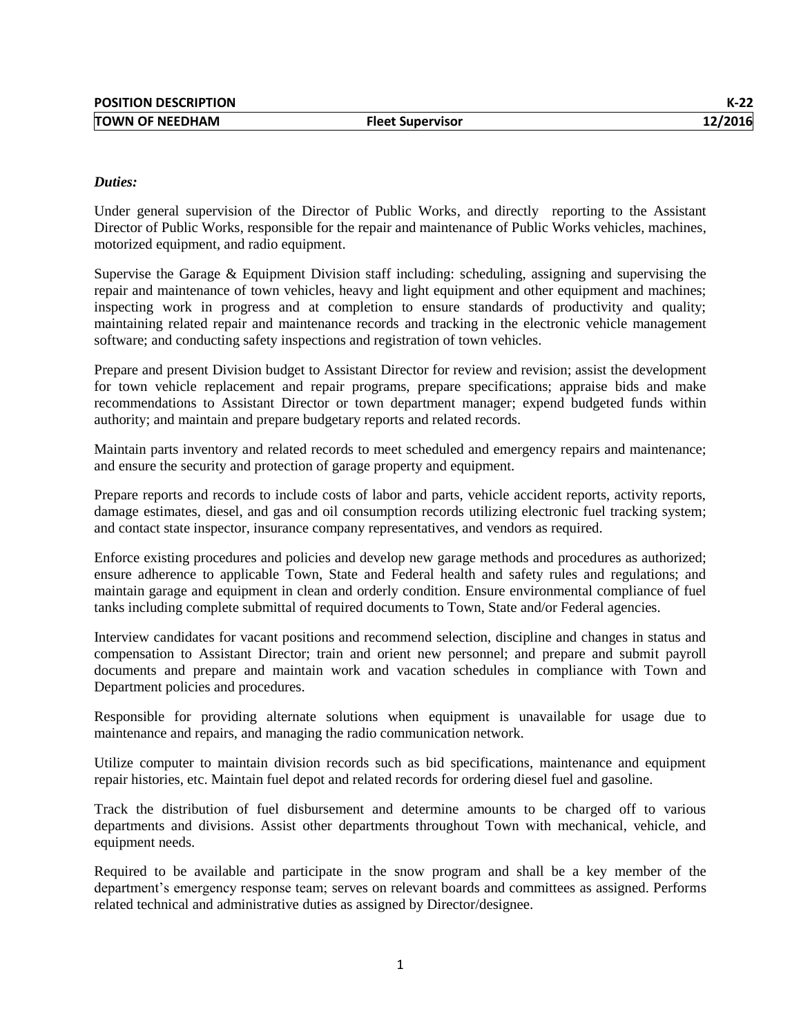| POSITION DESCRIPTION | | K-22 |
| --- | --- | --- |
| TOWN OF NEEDHAM | Fleet Supervisor | 12/2016 |

***Duties:***

Under general supervision of the Director of Public Works, and directly reporting to the Assistant Director of Public Works, responsible for the repair and maintenance of Public Works vehicles, machines, motorized equipment, and radio equipment.

Supervise the Garage & Equipment Division staff including: scheduling, assigning and supervising the repair and maintenance of town vehicles, heavy and light equipment and other equipment and machines; inspecting work in progress and at completion to ensure standards of productivity and quality; maintaining related repair and maintenance records and tracking in the electronic vehicle management software; and conducting safety inspections and registration of town vehicles.

Prepare and present Division budget to Assistant Director for review and revision; assist the development for town vehicle replacement and repair programs, prepare specifications; appraise bids and make recommendations to Assistant Director or town department manager; expend budgeted funds within authority; and maintain and prepare budgetary reports and related records.

Maintain parts inventory and related records to meet scheduled and emergency repairs and maintenance; and ensure the security and protection of garage property and equipment.

Prepare reports and records to include costs of labor and parts, vehicle accident reports, activity reports, damage estimates, diesel, and gas and oil consumption records utilizing electronic fuel tracking system; and contact state inspector, insurance company representatives, and vendors as required.

Enforce existing procedures and policies and develop new garage methods and procedures as authorized; ensure adherence to applicable Town, State and Federal health and safety rules and regulations; and maintain garage and equipment in clean and orderly condition. Ensure environmental compliance of fuel tanks including complete submittal of required documents to Town, State and/or Federal agencies.

Interview candidates for vacant positions and recommend selection, discipline and changes in status and compensation to Assistant Director; train and orient new personnel; and prepare and submit payroll documents and prepare and maintain work and vacation schedules in compliance with Town and Department policies and procedures.

Responsible for providing alternate solutions when equipment is unavailable for usage due to maintenance and repairs, and managing the radio communication network.

Utilize computer to maintain division records such as bid specifications, maintenance and equipment repair histories, etc. Maintain fuel depot and related records for ordering diesel fuel and gasoline.

Track the distribution of fuel disbursement and determine amounts to be charged off to various departments and divisions. Assist other departments throughout Town with mechanical, vehicle, and equipment needs.

Required to be available and participate in the snow program and shall be a key member of the department's emergency response team; serves on relevant boards and committees as assigned. Performs related technical and administrative duties as assigned by Director/designee.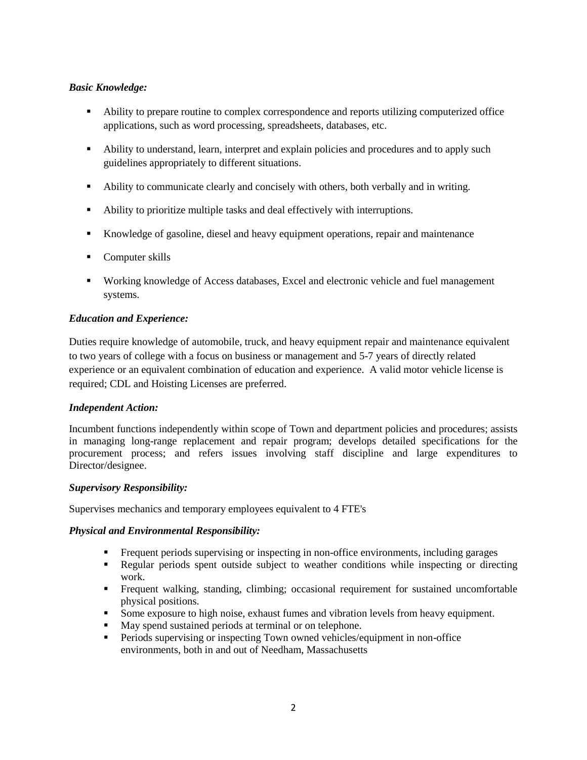***Basic Knowledge:***

- Ability to prepare routine to complex correspondence and reports utilizing computerized office applications, such as word processing, spreadsheets, databases, etc.
- Ability to understand, learn, interpret and explain policies and procedures and to apply such guidelines appropriately to different situations.
- Ability to communicate clearly and concisely with others, both verbally and in writing.
- Ability to prioritize multiple tasks and deal effectively with interruptions.
- Knowledge of gasoline, diesel and heavy equipment operations, repair and maintenance
- Computer skills
- Working knowledge of Access databases, Excel and electronic vehicle and fuel management systems.

***Education and Experience:***

Duties require knowledge of automobile, truck, and heavy equipment repair and maintenance equivalent to two years of college with a focus on business or management and 5-7 years of directly related experience or an equivalent combination of education and experience. A valid motor vehicle license is required; CDL and Hoisting Licenses are preferred.

***Independent Action:***

Incumbent functions independently within scope of Town and department policies and procedures; assists in managing long-range replacement and repair program; develops detailed specifications for the procurement process; and refers issues involving staff discipline and large expenditures to Director/designee.

***Supervisory Responsibility:***

Supervises mechanics and temporary employees equivalent to 4 FTE's

***Physical and Environmental Responsibility:***

- Frequent periods supervising or inspecting in non-office environments, including garages
- Regular periods spent outside subject to weather conditions while inspecting or directing work.
- Frequent walking, standing, climbing; occasional requirement for sustained uncomfortable physical positions.
- Some exposure to high noise, exhaust fumes and vibration levels from heavy equipment.
- May spend sustained periods at terminal or on telephone.
- Periods supervising or inspecting Town owned vehicles/equipment in non-office environments, both in and out of Needham, Massachusetts